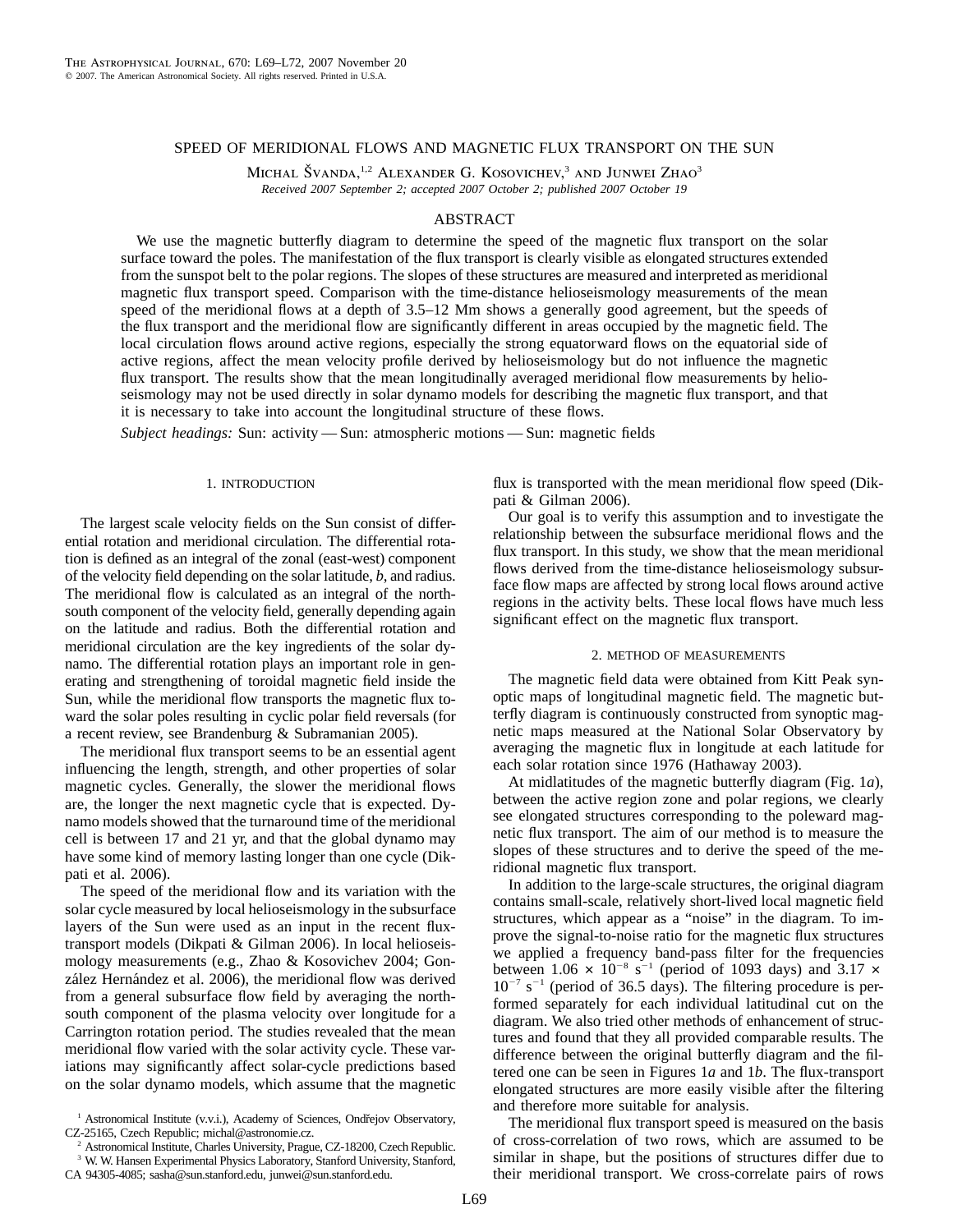# SPEED OF MERIDIONAL FLOWS AND MAGNETIC FLUX TRANSPORT ON THE SUN

Michal Švanda,[1,2] Alexander G. Kosovichev,[3] and Junwei Zhao[3]

*Received 2007 September 2; accepted 2007 October 2; published 2007 October 19*

## ABSTRACT

We use the magnetic butterfly diagram to determine the speed of the magnetic flux transport on the solar surface toward the poles. The manifestation of the flux transport is clearly visible as elongated structures extended from the sunspot belt to the polar regions. The slopes of these structures are measured and interpreted as meridional magnetic flux transport speed. Comparison with the time-distance helioseismology measurements of the mean speed of the meridional flows at a depth of 3.5–12 Mm shows a generally good agreement, but the speeds of the flux transport and the meridional flow are significantly different in areas occupied by the magnetic field. The local circulation flows around active regions, especially the strong equatorward flows on the equatorial side of active regions, affect the mean velocity profile derived by helioseismology but do not influence the magnetic flux transport. The results show that the mean longitudinally averaged meridional flow measurements by helioseismology may not be used directly in solar dynamo models for describing the magnetic flux transport, and that it is necessary to take into account the longitudinal structure of these flows.

*Subject headings:* Sun: activity — Sun: atmospheric motions — Sun: magnetic fields

## 1. INTRODUCTION

The largest scale velocity fields on the Sun consist of differential rotation and meridional circulation. The differential rotation is defined as an integral of the zonal (east-west) component of the velocity field depending on the solar latitude, $b$, and radius. The meridional flow is calculated as an integral of the north-south component of the velocity field, generally depending again on the latitude and radius. Both the differential rotation and meridional circulation are the key ingredients of the solar dynamo. The differential rotation plays an important role in generating and strengthening of toroidal magnetic field inside the Sun, while the meridional flow transports the magnetic flux toward the solar poles resulting in cyclic polar field reversals (for a recent review, see Brandenburg & Subramanian 2005).

The meridional flux transport seems to be an essential agent influencing the length, strength, and other properties of solar magnetic cycles. Generally, the slower the meridional flows are, the longer the next magnetic cycle that is expected. Dynamo models showed that the turnaround time of the meridional cell is between 17 and 21 yr, and that the global dynamo may have some kind of memory lasting longer than one cycle (Dikpati et al. 2006).

The speed of the meridional flow and its variation with the solar cycle measured by local helioseismology in the subsurface layers of the Sun were used as an input in the recent flux-transport models (Dikpati & Gilman 2006). In local helioseismology measurements (e.g., Zhao & Kosovichev 2004; González Hernández et al. 2006), the meridional flow was derived from a general subsurface flow field by averaging the north-south component of the plasma velocity over longitude for a Carrington rotation period. The studies revealed that the mean meridional flow varied with the solar activity cycle. These variations may significantly affect solar-cycle predictions based on the solar dynamo models, which assume that the magnetic flux is transported with the mean meridional flow speed (Dikpati & Gilman 2006).

Our goal is to verify this assumption and to investigate the relationship between the subsurface meridional flows and the flux transport. In this study, we show that the mean meridional flows derived from the time-distance helioseismology subsurface flow maps are affected by strong local flows around active regions in the activity belts. These local flows have much less significant effect on the magnetic flux transport.

## 2. METHOD OF MEASUREMENTS

The magnetic field data were obtained from Kitt Peak synoptic maps of longitudinal magnetic field. The magnetic butterfly diagram is continuously constructed from synoptic magnetic maps measured at the National Solar Observatory by averaging the magnetic flux in longitude at each latitude for each solar rotation since 1976 (Hathaway 2003).

At midlatitudes of the magnetic butterfly diagram (Fig. 1*a*), between the active region zone and polar regions, we clearly see elongated structures corresponding to the poleward magnetic flux transport. The aim of our method is to measure the slopes of these structures and to derive the speed of the meridional magnetic flux transport.

In addition to the large-scale structures, the original diagram contains small-scale, relatively short-lived local magnetic field structures, which appear as a "noise" in the diagram. To improve the signal-to-noise ratio for the magnetic flux structures we applied a frequency band-pass filter for the frequencies between $1.06 \times 10^{-8}\ \mathrm{s^{-1}}$ (period of 1093 days) and $3.17 \times 10^{-7}\ \mathrm{s^{-1}}$ (period of 36.5 days). The filtering procedure is performed separately for each individual latitudinal cut on the diagram. We also tried other methods of enhancement of structures and found that they all provided comparable results. The difference between the original butterfly diagram and the filtered one can be seen in Figures 1*a* and 1*b*. The flux-transport elongated structures are more easily visible after the filtering and therefore more suitable for analysis.

The meridional flux transport speed is measured on the basis of cross-correlation of two rows, which are assumed to be similar in shape, but the positions of structures differ due to their meridional transport. We cross-correlate pairs of rows

[1] Astronomical Institute (v.v.i.), Academy of Sciences, Ondřejov Observatory, CZ-25165, Czech Republic; michal@astronomie.cz.

[2] Astronomical Institute, Charles University, Prague, CZ-18200, Czech Republic.

[3] W. W. Hansen Experimental Physics Laboratory, Stanford University, Stanford, CA 94305-4085; sasha@sun.stanford.edu, junwei@sun.stanford.edu.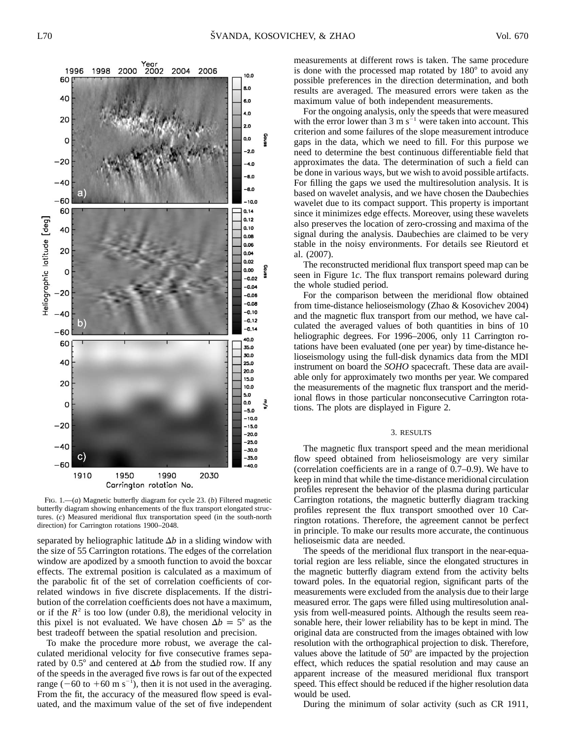FIG. 1.—(*a*) Magnetic butterfly diagram for cycle 23. (*b*) Filtered magnetic butterfly diagram showing enhancements of the flux transport elongated structures. (*c*) Measured meridional flux transportation speed (in the south-north direction) for Carrington rotations 1900–2048.

separated by heliographic latitude $\Delta b$ in a sliding window with the size of 55 Carrington rotations. The edges of the correlation window are apodized by a smooth function to avoid the boxcar effects. The extremal position is calculated as a maximum of the parabolic fit of the set of correlation coefficients of correlated windows in five discrete displacements. If the distribution of the correlation coefficients does not have a maximum, or if the $R^2$ is too low (under 0.8), the meridional velocity in this pixel is not evaluated. We have chosen $\Delta b = 5°$ as the best tradeoff between the spatial resolution and precision.

To make the procedure more robust, we average the calculated meridional velocity for five consecutive frames separated by 0.5° and centered at $\Delta b$ from the studied row. If any of the speeds in the averaged five rows is far out of the expected range ($-60$ to $+60$ m s$^{-1}$), then it is not used in the averaging. From the fit, the accuracy of the measured flow speed is evaluated, and the maximum value of the set of five independent measurements at different rows is taken. The same procedure is done with the processed map rotated by 180° to avoid any possible preferences in the direction determination, and both results are averaged. The measured errors were taken as the maximum value of both independent measurements.

For the ongoing analysis, only the speeds that were measured with the error lower than 3 m s$^{-1}$ were taken into account. This criterion and some failures of the slope measurement introduce gaps in the data, which we need to fill. For this purpose we need to determine the best continuous differentiable field that approximates the data. The determination of such a field can be done in various ways, but we wish to avoid possible artifacts. For filling the gaps we used the multiresolution analysis. It is based on wavelet analysis, and we have chosen the Daubechies wavelet due to its compact support. This property is important since it minimizes edge effects. Moreover, using these wavelets also preserves the location of zero-crossing and maxima of the signal during the analysis. Daubechies are claimed to be very stable in the noisy environments. For details see Rieutord et al. (2007).

The reconstructed meridional flux transport speed map can be seen in Figure 1*c*. The flux transport remains poleward during the whole studied period.

For the comparison between the meridional flow obtained from time-distance helioseismology (Zhao & Kosovichev 2004) and the magnetic flux transport from our method, we have calculated the averaged values of both quantities in bins of 10 heliographic degrees. For 1996–2006, only 11 Carrington rotations have been evaluated (one per year) by time-distance helioseismology using the full-disk dynamics data from the MDI instrument on board the *SOHO* spacecraft. These data are available only for approximately two months per year. We compared the measurements of the magnetic flux transport and the meridional flows in those particular nonconsecutive Carrington rotations. The plots are displayed in Figure 2.

## 3. RESULTS

The magnetic flux transport speed and the mean meridional flow speed obtained from helioseismology are very similar (correlation coefficients are in a range of 0.7–0.9). We have to keep in mind that while the time-distance meridional circulation profiles represent the behavior of the plasma during particular Carrington rotations, the magnetic butterfly diagram tracking profiles represent the flux transport smoothed over 10 Carrington rotations. Therefore, the agreement cannot be perfect in principle. To make our results more accurate, the continuous helioseismic data are needed.

The speeds of the meridional flux transport in the near-equatorial region are less reliable, since the elongated structures in the magnetic butterfly diagram extend from the activity belts toward poles. In the equatorial region, significant parts of the measurements were excluded from the analysis due to their large measured error. The gaps were filled using multiresolution analysis from well-measured points. Although the results seem reasonable here, their lower reliability has to be kept in mind. The original data are constructed from the images obtained with low resolution with the orthographical projection to disk. Therefore, values above the latitude of 50° are impacted by the projection effect, which reduces the spatial resolution and may cause an apparent increase of the measured meridional flux transport speed. This effect should be reduced if the higher resolution data would be used.

During the minimum of solar activity (such as CR 1911,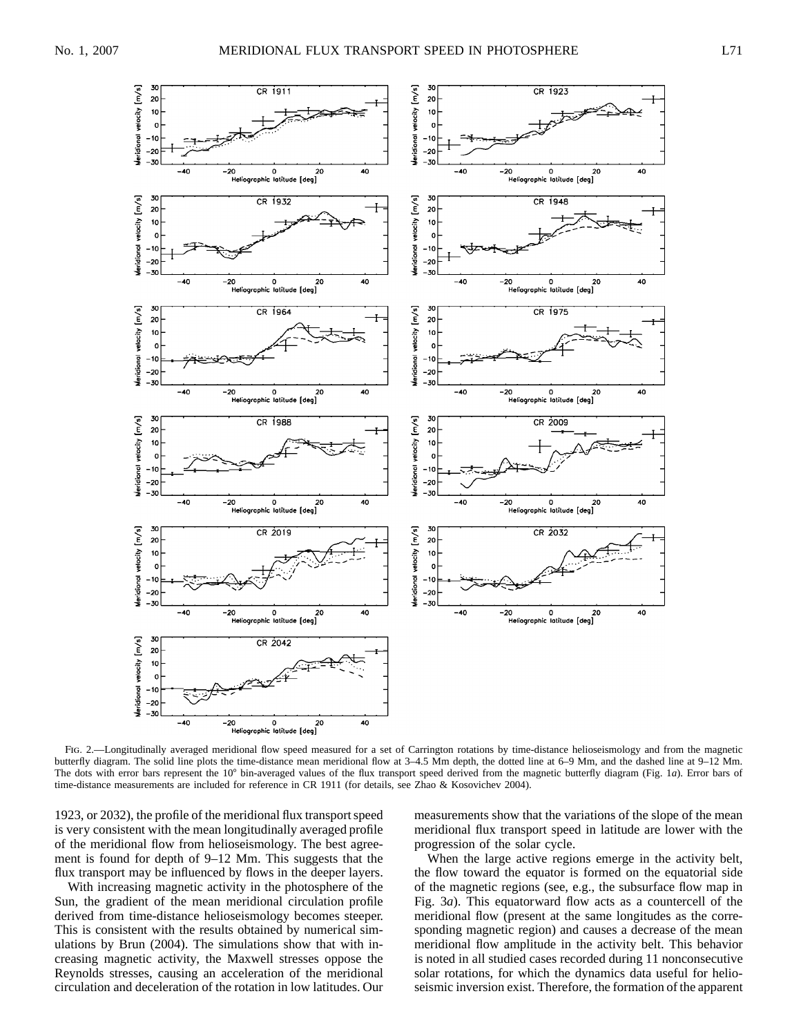Fig. 2.—Longitudinally averaged meridional flow speed measured for a set of Carrington rotations by time-distance helioseismology and from the magnetic butterfly diagram. The solid line plots the time-distance mean meridional flow at 3–4.5 Mm depth, the dotted line at 6–9 Mm, and the dashed line at 9–12 Mm. The dots with error bars represent the 10° bin-averaged values of the flux transport speed derived from the magnetic butterfly diagram (Fig. 1*a*). Error bars of time-distance measurements are included for reference in CR 1911 (for details, see Zhao & Kosovichev 2004).

1923, or 2032), the profile of the meridional flux transport speed is very consistent with the mean longitudinally averaged profile of the meridional flow from helioseismology. The best agreement is found for depth of 9–12 Mm. This suggests that the flux transport may be influenced by flows in the deeper layers.

With increasing magnetic activity in the photosphere of the Sun, the gradient of the mean meridional circulation profile derived from time-distance helioseismology becomes steeper. This is consistent with the results obtained by numerical simulations by Brun (2004). The simulations show that with increasing magnetic activity, the Maxwell stresses oppose the Reynolds stresses, causing an acceleration of the meridional circulation and deceleration of the rotation in low latitudes. Our measurements show that the variations of the slope of the mean meridional flux transport speed in latitude are lower with the progression of the solar cycle.

When the large active regions emerge in the activity belt, the flow toward the equator is formed on the equatorial side of the magnetic regions (see, e.g., the subsurface flow map in Fig. 3*a*). This equatorward flow acts as a countercell of the meridional flow (present at the same longitudes as the corresponding magnetic region) and causes a decrease of the mean meridional flow amplitude in the activity belt. This behavior is noted in all studied cases recorded during 11 nonconsecutive solar rotations, for which the dynamics data useful for helioseismic inversion exist. Therefore, the formation of the apparent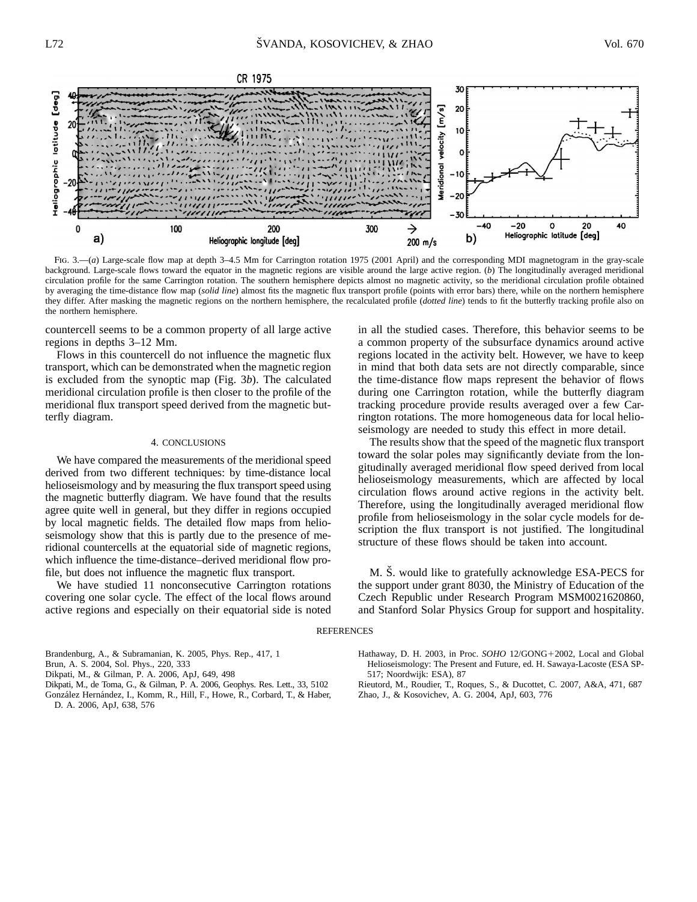CR 1975

Heliographic latitude [deg]

40

20

0

−20

−40

0 100 200 300

Heliographic longitude [deg]

200 m/s

a)

Meridional velocity [m/s]

30

20

10

0

−10

−20

−30

−40 −20 0 20 40

Heliographic latitude [deg]

b)

FIG. 3.—(*a*) Large-scale flow map at depth 3–4.5 Mm for Carrington rotation 1975 (2001 April) and the corresponding MDI magnetogram in the gray-scale background. Large-scale flows toward the equator in the magnetic regions are visible around the large active region. (*b*) The longitudinally averaged meridional circulation profile for the same Carrington rotation. The southern hemisphere depicts almost no magnetic activity, so the meridional circulation profile obtained by averaging the time-distance flow map (*solid line*) almost fits the magnetic flux transport profile (points with error bars) there, while on the northern hemisphere they differ. After masking the magnetic regions on the northern hemisphere, the recalculated profile (*dotted line*) tends to fit the butterfly tracking profile also on the northern hemisphere.

countercell seems to be a common property of all large active regions in depths 3–12 Mm.

Flows in this countercell do not influence the magnetic flux transport, which can be demonstrated when the magnetic region is excluded from the synoptic map (Fig. 3*b*). The calculated meridional circulation profile is then closer to the profile of the meridional flux transport speed derived from the magnetic butterfly diagram.

## 4. CONCLUSIONS

We have compared the measurements of the meridional speed derived from two different techniques: by time-distance local helioseismology and by measuring the flux transport speed using the magnetic butterfly diagram. We have found that the results agree quite well in general, but they differ in regions occupied by local magnetic fields. The detailed flow maps from helioseismology show that this is partly due to the presence of meridional countercells at the equatorial side of magnetic regions, which influence the time-distance–derived meridional flow profile, but does not influence the magnetic flux transport.

We have studied 11 nonconsecutive Carrington rotations covering one solar cycle. The effect of the local flows around active regions and especially on their equatorial side is noted in all the studied cases. Therefore, this behavior seems to be a common property of the subsurface dynamics around active regions located in the activity belt. However, we have to keep in mind that both data sets are not directly comparable, since the time-distance flow maps represent the behavior of flows during one Carrington rotation, while the butterfly diagram tracking procedure provide results averaged over a few Carrington rotations. The more homogeneous data for local helioseismology are needed to study this effect in more detail.

The results show that the speed of the magnetic flux transport toward the solar poles may significantly deviate from the longitudinally averaged meridional flow speed derived from local helioseismology measurements, which are affected by local circulation flows around active regions in the activity belt. Therefore, using the longitudinally averaged meridional flow profile from helioseismology in the solar cycle models for description the flux transport is not justified. The longitudinal structure of these flows should be taken into account.

M. Š. would like to gratefully acknowledge ESA-PECS for the support under grant 8030, the Ministry of Education of the Czech Republic under Research Program MSM0021620860, and Stanford Solar Physics Group for support and hospitality.

## REFERENCES

Brandenburg, A., & Subramanian, K. 2005, Phys. Rep., 417, 1
Brun, A. S. 2004, Sol. Phys., 220, 333
Dikpati, M., & Gilman, P. A. 2006, ApJ, 649, 498
Dikpati, M., de Toma, G., & Gilman, P. A. 2006, Geophys. Res. Lett., 33, 5102
González Hernández, I., Komm, R., Hill, F., Howe, R., Corbard, T., & Haber, D. A. 2006, ApJ, 638, 576
Hathaway, D. H. 2003, in Proc. *SOHO* 12/GONG+2002, Local and Global Helioseismology: The Present and Future, ed. H. Sawaya-Lacoste (ESA SP-517; Noordwijk: ESA), 87
Rieutord, M., Roudier, T., Roques, S., & Ducottet, C. 2007, A&A, 471, 687
Zhao, J., & Kosovichev, A. G. 2004, ApJ, 603, 776